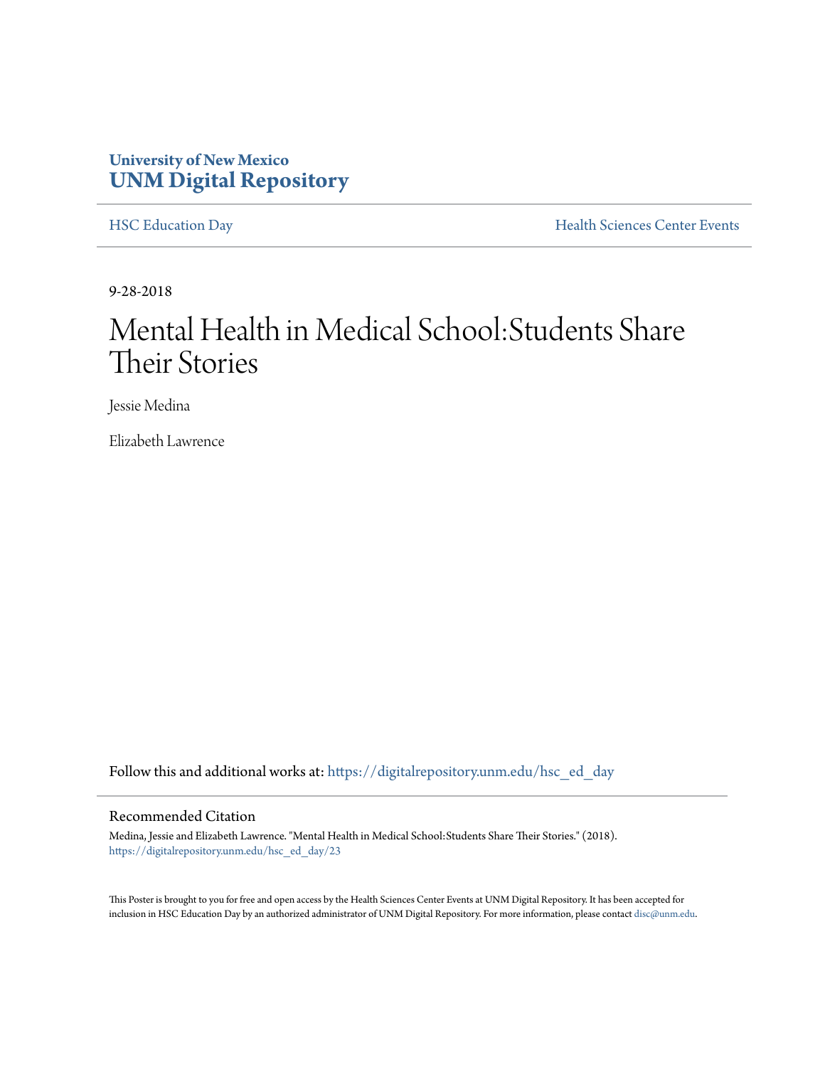University of New Mexico
**UNM Digital Repository**

HSC Education Day | Health Sciences Center Events

9-28-2018

# Mental Health in Medical School:Students Share Their Stories

Jessie Medina

Elizabeth Lawrence

Follow this and additional works at: https://digitalrepository.unm.edu/hsc_ed_day

## Recommended Citation

Medina, Jessie and Elizabeth Lawrence. "Mental Health in Medical School:Students Share Their Stories." (2018). https://digitalrepository.unm.edu/hsc_ed_day/23

This Poster is brought to you for free and open access by the Health Sciences Center Events at UNM Digital Repository. It has been accepted for inclusion in HSC Education Day by an authorized administrator of UNM Digital Repository. For more information, please contact disc@unm.edu.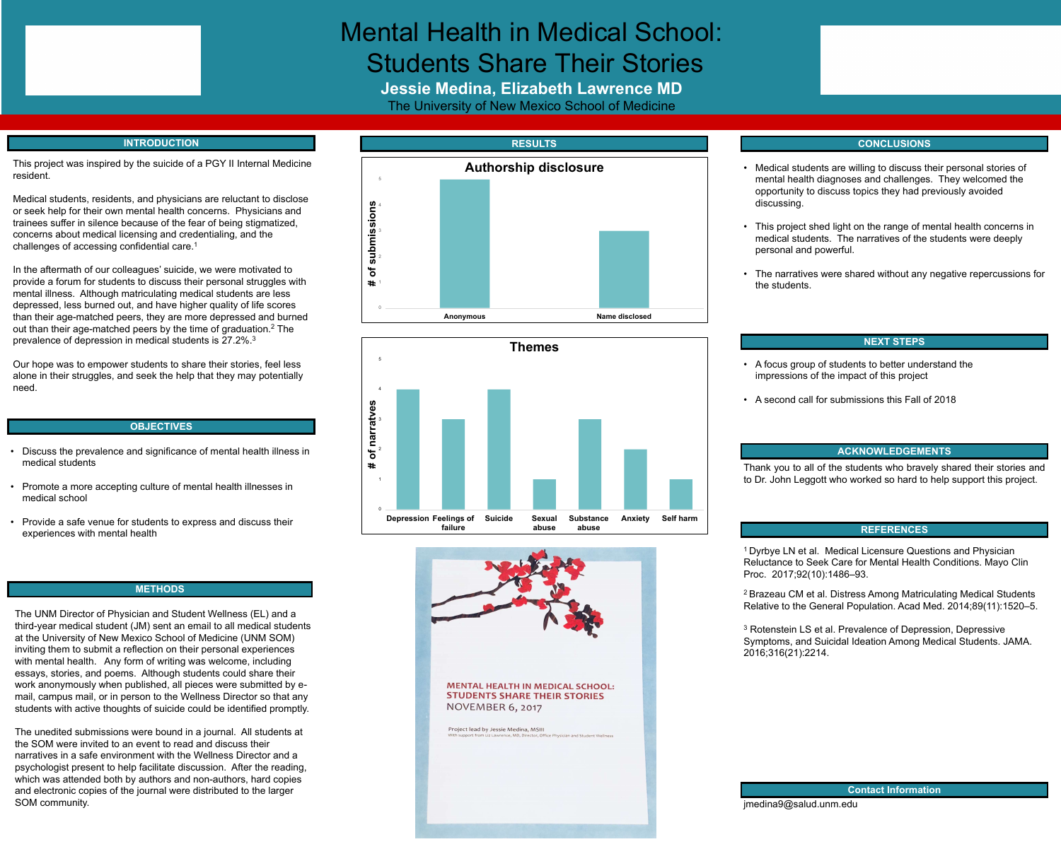# Mental Health in Medical School: Students Share Their Stories

**Jessie Medina, Elizabeth Lawrence MD**

The University of New Mexico School of Medicine

## INTRODUCTION

This project was inspired by the suicide of a PGY II Internal Medicine resident.

Medical students, residents, and physicians are reluctant to disclose or seek help for their own mental health concerns. Physicians and trainees suffer in silence because of the fear of being stigmatized, concerns about medical licensing and credentialing, and the challenges of accessing confidential care.[1]

In the aftermath of our colleagues' suicide, we were motivated to provide a forum for students to discuss their personal struggles with mental illness. Although matriculating medical students are less depressed, less burned out, and have higher quality of life scores than their age-matched peers, they are more depressed and burned out than their age-matched peers by the time of graduation.[2] The prevalence of depression in medical students is 27.2%.[3]

Our hope was to empower students to share their stories, feel less alone in their struggles, and seek the help that they may potentially need.

## OBJECTIVES

- Discuss the prevalence and significance of mental health illness in medical students
- Promote a more accepting culture of mental health illnesses in medical school
- Provide a safe venue for students to express and discuss their experiences with mental health

## METHODS

The UNM Director of Physician and Student Wellness (EL) and a third-year medical student (JM) sent an email to all medical students at the University of New Mexico School of Medicine (UNM SOM) inviting them to submit a reflection on their personal experiences with mental health. Any form of writing was welcome, including essays, stories, and poems. Although students could share their work anonymously when published, all pieces were submitted by e-mail, campus mail, or in person to the Wellness Director so that any students with active thoughts of suicide could be identified promptly.

The unedited submissions were bound in a journal. All students at the SOM were invited to an event to read and discuss their narratives in a safe environment with the Wellness Director and a psychologist present to help facilitate discussion. After the reading, which was attended both by authors and non-authors, hard copies and electronic copies of the journal were distributed to the larger SOM community.

## RESULTS

**Authorship disclosure**

\# of submissions

0 1 2 3 4 5

Anonymous

Name disclosed

**Themes**

\# of narratives

0 1 2 3 4 5

Depression

Feelings of failure

Suicide

Sexual abuse

Substance abuse

Anxiety

Self harm

MENTAL HEALTH IN MEDICAL SCHOOL: STUDENTS SHARE THEIR STORIES

NOVEMBER 6, 2017

Project lead by Jessie Medina, MSIII

With support from Liz Lawrence, MD, Director, Office Physician and Student Wellness

## CONCLUSIONS

- Medical students are willing to discuss their personal stories of mental health diagnoses and challenges. They welcomed the opportunity to discuss topics they had previously avoided discussing.
- This project shed light on the range of mental health concerns in medical students. The narratives of the students were deeply personal and powerful.
- The narratives were shared without any negative repercussions for the students.

## NEXT STEPS

- A focus group of students to better understand the impressions of the impact of this project
- A second call for submissions this Fall of 2018

## ACKNOWLEDGEMENTS

Thank you to all of the students who bravely shared their stories and to Dr. John Leggott who worked so hard to help support this project.

## REFERENCES

[1] Dyrbye LN et al. Medical Licensure Questions and Physician Reluctance to Seek Care for Mental Health Conditions. Mayo Clin Proc. 2017;92(10):1486–93.

[2] Brazeau CM et al. Distress Among Matriculating Medical Students Relative to the General Population. Acad Med. 2014;89(11):1520–5.

[3] Rotenstein LS et al. Prevalence of Depression, Depressive Symptoms, and Suicidal Ideation Among Medical Students. JAMA. 2016;316(21):2214.

## Contact Information

jmedina9@salud.unm.edu